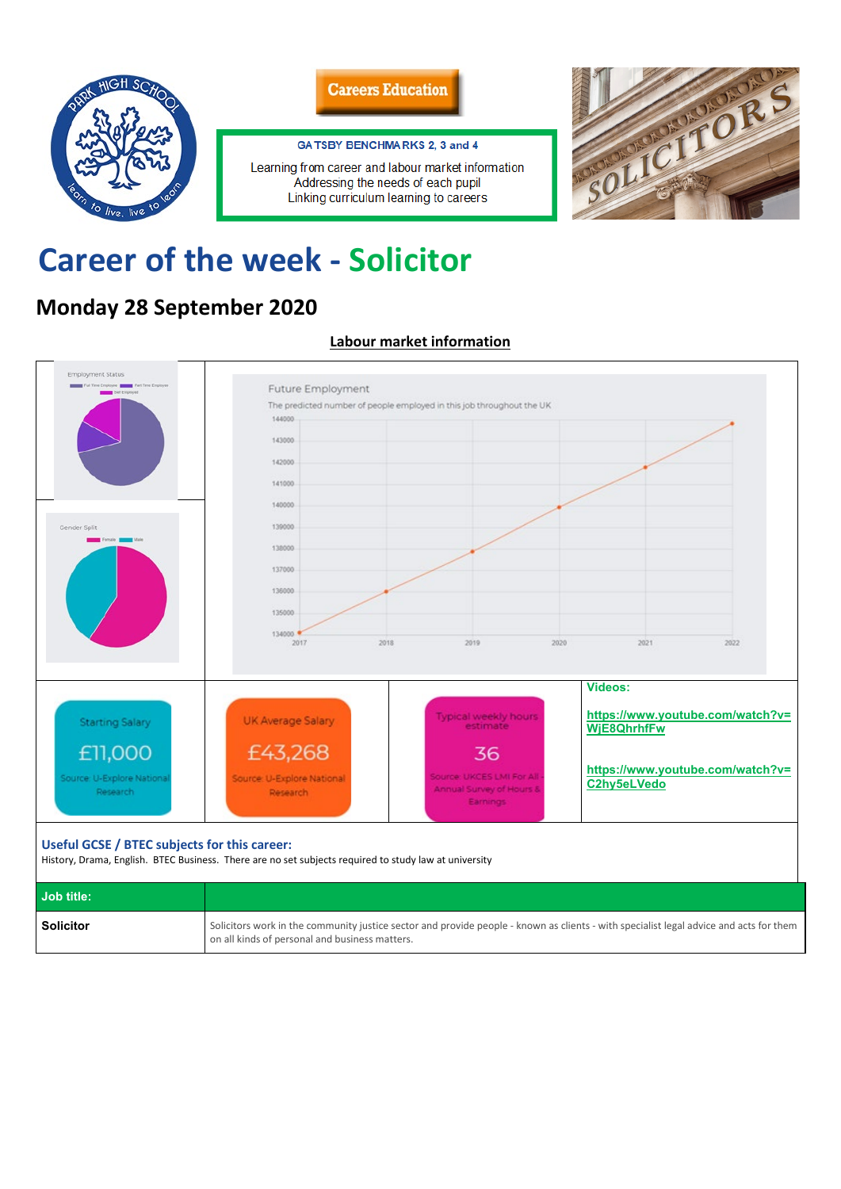Careers Education

GATSBY BENCHMARKS 2, 3 and 4

Learning from career and labour market information
Addressing the needs of each pupil
Linking curriculum learning to careers

# Career of the week - Solicitor

## Monday 28 September 2020

**Labour market information**

Employment Status

Gender Split

Future Employment
The predicted number of people employed in this job throughout the UK

| Starting Salary | UK Average Salary | Typical weekly hours estimate | Videos: |
|---|---|---|---|
| £11,000<br>Source: U-Explore National Research | £43,268<br>Source: U-Explore National Research | 36<br>Source: UKCES LMI For All - Annual Survey of Hours & Earnings | https://www.youtube.com/watch?v=WjE8QhrhfFw<br><br>https://www.youtube.com/watch?v=C2hy5eLVedo |

**Useful GCSE / BTEC subjects for this career:**
History, Drama, English. BTEC Business. There are no set subjects required to study law at university

| Job title: | |
|---|---|
| **Solicitor** | Solicitors work in the community justice sector and provide people - known as clients - with specialist legal advice and acts for them on all kinds of personal and business matters. |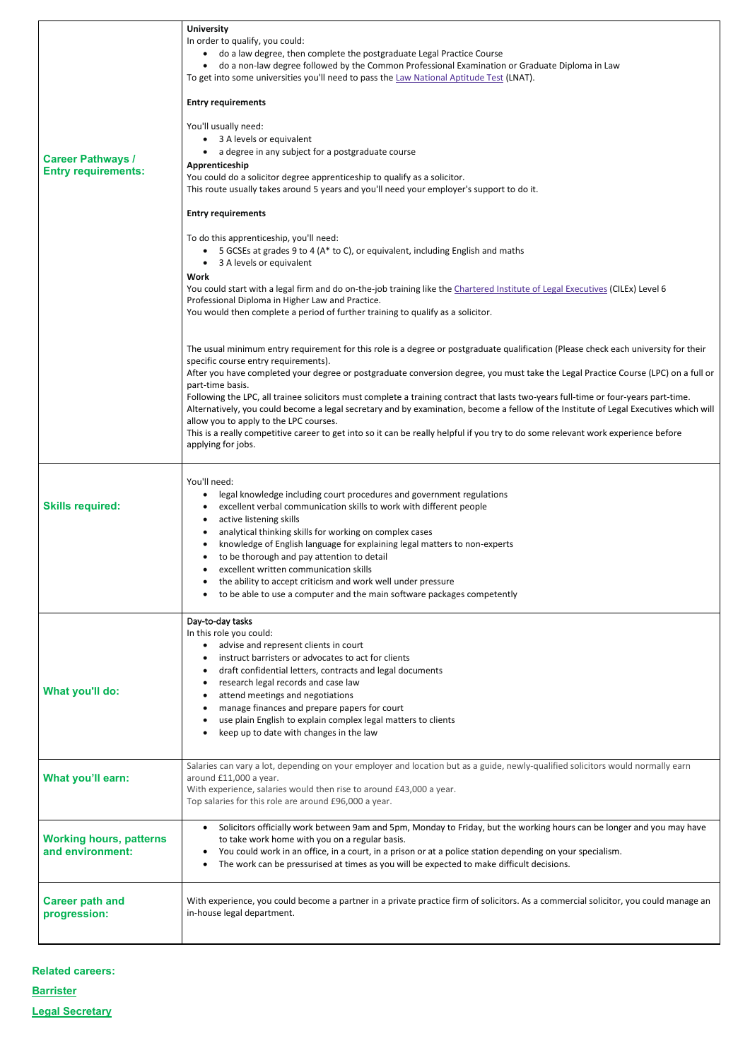| | |
|---|---|
| **Career Pathways / Entry requirements:** | **University**<br>In order to qualify, you could:<br>• do a law degree, then complete the postgraduate Legal Practice Course<br>• do a non-law degree followed by the Common Professional Examination or Graduate Diploma in Law<br>To get into some universities you'll need to pass the Law National Aptitude Test (LNAT).<br><br>**Entry requirements**<br><br>You'll usually need:<br>• 3 A levels or equivalent<br>• a degree in any subject for a postgraduate course<br>**Apprenticeship**<br>You could do a solicitor degree apprenticeship to qualify as a solicitor.<br>This route usually takes around 5 years and you'll need your employer's support to do it.<br><br>**Entry requirements**<br><br>To do this apprenticeship, you'll need:<br>• 5 GCSEs at grades 9 to 4 (A* to C), or equivalent, including English and maths<br>• 3 A levels or equivalent<br>**Work**<br>You could start with a legal firm and do on-the-job training like the Chartered Institute of Legal Executives (CILEx) Level 6 Professional Diploma in Higher Law and Practice.<br>You would then complete a period of further training to qualify as a solicitor.<br><br>The usual minimum entry requirement for this role is a degree or postgraduate qualification (Please check each university for their specific course entry requirements).<br>After you have completed your degree or postgraduate conversion degree, you must take the Legal Practice Course (LPC) on a full or part-time basis.<br>Following the LPC, all trainee solicitors must complete a training contract that lasts two-years full-time or four-years part-time.<br>Alternatively, you could become a legal secretary and by examination, become a fellow of the Institute of Legal Executives which will allow you to apply to the LPC courses.<br>This is a really competitive career to get into so it can be really helpful if you try to do some relevant work experience before applying for jobs. |
| **Skills required:** | You'll need:<br>• legal knowledge including court procedures and government regulations<br>• excellent verbal communication skills to work with different people<br>• active listening skills<br>• analytical thinking skills for working on complex cases<br>• knowledge of English language for explaining legal matters to non-experts<br>• to be thorough and pay attention to detail<br>• excellent written communication skills<br>• the ability to accept criticism and work well under pressure<br>• to be able to use a computer and the main software packages competently |
| **What you'll do:** | Day-to-day tasks<br>In this role you could:<br>• advise and represent clients in court<br>• instruct barristers or advocates to act for clients<br>• draft confidential letters, contracts and legal documents<br>• research legal records and case law<br>• attend meetings and negotiations<br>• manage finances and prepare papers for court<br>• use plain English to explain complex legal matters to clients<br>• keep up to date with changes in the law |
| **What you'll earn:** | Salaries can vary a lot, depending on your employer and location but as a guide, newly-qualified solicitors would normally earn around £11,000 a year.<br>With experience, salaries would then rise to around £43,000 a year.<br>Top salaries for this role are around £96,000 a year. |
| **Working hours, patterns and environment:** | • Solicitors officially work between 9am and 5pm, Monday to Friday, but the working hours can be longer and you may have to take work home with you on a regular basis.<br>• You could work in an office, in a court, in a prison or at a police station depending on your specialism.<br>• The work can be pressurised at times as you will be expected to make difficult decisions. |
| **Career path and progression:** | With experience, you could become a partner in a private practice firm of solicitors. As a commercial solicitor, you could manage an in-house legal department. |

**Related careers:**

**Barrister**

**Legal Secretary**